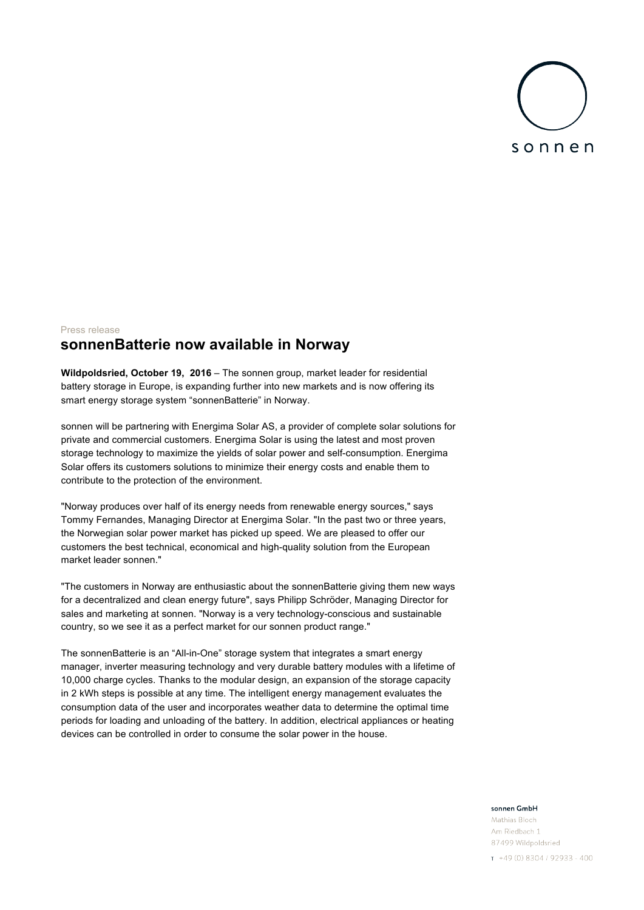sonnen

Press release

# sonnenBatterie now available in Norway

**Wildpoldsried, October 19, 2016** – The sonnen group, market leader for residential battery storage in Europe, is expanding further into new markets and is now offering its smart energy storage system "sonnenBatterie" in Norway.

sonnen will be partnering with Energima Solar AS, a provider of complete solar solutions for private and commercial customers. Energima Solar is using the latest and most proven storage technology to maximize the yields of solar power and self-consumption. Energima Solar offers its customers solutions to minimize their energy costs and enable them to contribute to the protection of the environment.

"Norway produces over half of its energy needs from renewable energy sources," says Tommy Fernandes, Managing Director at Energima Solar. "In the past two or three years, the Norwegian solar power market has picked up speed. We are pleased to offer our customers the best technical, economical and high-quality solution from the European market leader sonnen."

"The customers in Norway are enthusiastic about the sonnenBatterie giving them new ways for a decentralized and clean energy future", says Philipp Schröder, Managing Director for sales and marketing at sonnen. "Norway is a very technology-conscious and sustainable country, so we see it as a perfect market for our sonnen product range."

The sonnenBatterie is an "All-in-One" storage system that integrates a smart energy manager, inverter measuring technology and very durable battery modules with a lifetime of 10,000 charge cycles. Thanks to the modular design, an expansion of the storage capacity in 2 kWh steps is possible at any time. The intelligent energy management evaluates the consumption data of the user and incorporates weather data to determine the optimal time periods for loading and unloading of the battery. In addition, electrical appliances or heating devices can be controlled in order to consume the solar power in the house.

sonnen GmbH
Mathias Bloch
Am Riedbach 1
87499 Wildpoldsried
T +49 (0) 8304 / 92933 - 400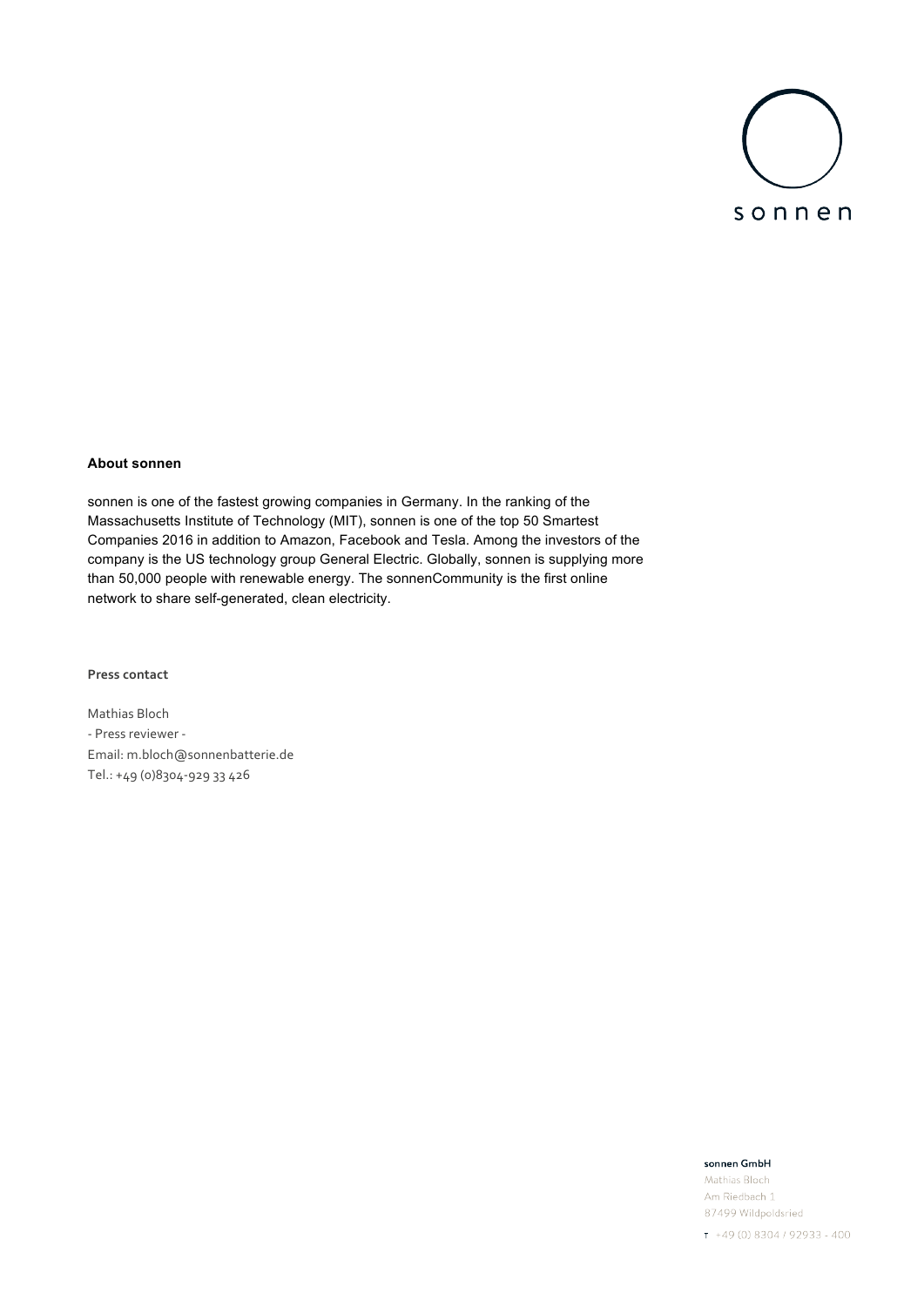**About sonnen**

sonnen is one of the fastest growing companies in Germany. In the ranking of the Massachusetts Institute of Technology (MIT), sonnen is one of the top 50 Smartest Companies 2016 in addition to Amazon, Facebook and Tesla. Among the investors of the company is the US technology group General Electric. Globally, sonnen is supplying more than 50,000 people with renewable energy. The sonnenCommunity is the first online network to share self-generated, clean electricity.

**Press contact**

Mathias Bloch
- Press reviewer -
Email: m.bloch@sonnenbatterie.de
Tel.: +49 (0)8304-929 33 426

sonnen GmbH
Mathias Bloch
Am Riedbach 1
87499 Wildpoldsried
T +49 (0) 8304 / 92933 - 400